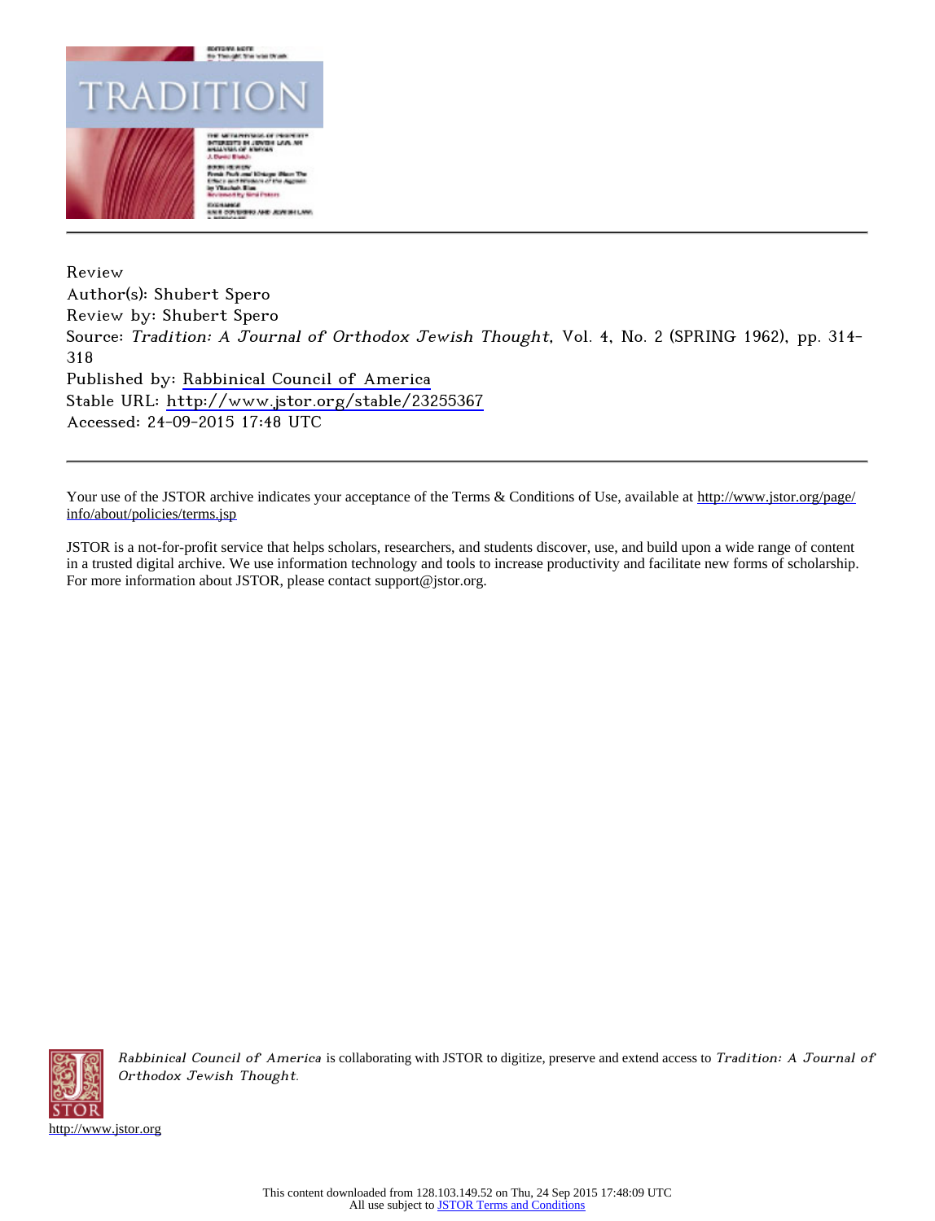Review

Author(s): Shubert Spero

Review by: Shubert Spero

Source: *Tradition: A Journal of Orthodox Jewish Thought*, Vol. 4, No. 2 (SPRING 1962), pp. 314-318

Published by: Rabbinical Council of America

Stable URL: http://www.jstor.org/stable/23255367

Accessed: 24-09-2015 17:48 UTC

---

Your use of the JSTOR archive indicates your acceptance of the Terms & Conditions of Use, available at http://www.jstor.org/page/info/about/policies/terms.jsp

JSTOR is a not-for-profit service that helps scholars, researchers, and students discover, use, and build upon a wide range of content in a trusted digital archive. We use information technology and tools to increase productivity and facilitate new forms of scholarship. For more information about JSTOR, please contact support@jstor.org.

*Rabbinical Council of America* is collaborating with JSTOR to digitize, preserve and extend access to *Tradition: A Journal of Orthodox Jewish Thought*.

http://www.jstor.org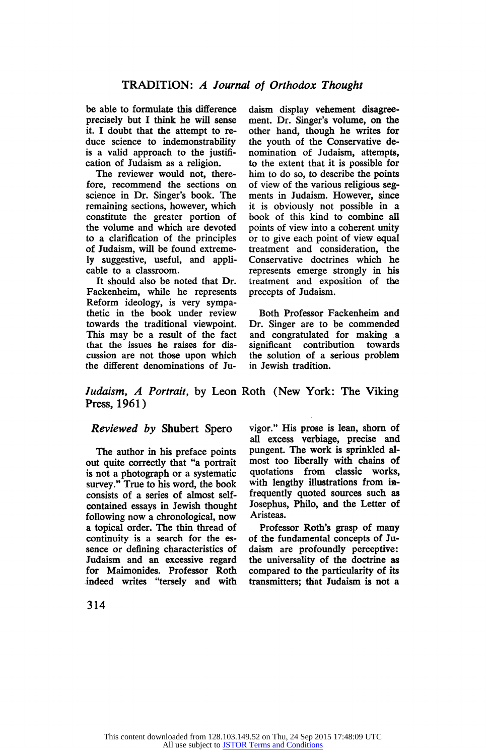be able to formulate this difference precisely but I think he will sense it. I doubt that the attempt to reduce science to indemonstrability is a valid approach to the justification of Judaism as a religion.

The reviewer would not, therefore, recommend the sections on science in Dr. Singer's book. The remaining sections, however, which constitute the greater portion of the volume and which are devoted to a clarification of the principles of Judaism, will be found extremely suggestive, useful, and applicable to a classroom.

It should also be noted that Dr. Fackenheim, while he represents Reform ideology, is very sympathetic in the book under review towards the traditional viewpoint. This may be a result of the fact that the issues he raises for discussion are not those upon which the different denominations of Judaism display vehement disagreement. Dr. Singer's volume, on the other hand, though he writes for the youth of the Conservative denomination of Judaism, attempts, to the extent that it is possible for him to do so, to describe the points of view of the various religious segments in Judaism. However, since it is obviously not possible in a book of this kind to combine all points of view into a coherent unity or to give each point of view equal treatment and consideration, the Conservative doctrines which he represents emerge strongly in his treatment and exposition of the precepts of Judaism.

Both Professor Fackenheim and Dr. Singer are to be commended and congratulated for making a significant contribution towards the solution of a serious problem in Jewish tradition.

## *Judaism, A Portrait,* by Leon Roth (New York: The Viking Press, 1961)

### *Reviewed by* Shubert Spero

The author in his preface points out quite correctly that "a portrait is not a photograph or a systematic survey." True to his word, the book consists of a series of almost self-contained essays in Jewish thought following now a chronological, now a topical order. The thin thread of continuity is a search for the essence or defining characteristics of Judaism and an excessive regard for Maimonides. Professor Roth indeed writes "tersely and with vigor." His prose is lean, shorn of all excess verbiage, precise and pungent. The work is sprinkled almost too liberally with chains of quotations from classic works, with lengthy illustrations from infrequently quoted sources such as Josephus, Philo, and the Letter of Aristeas.

Professor Roth's grasp of many of the fundamental concepts of Judaism are profoundly perceptive: the universality of the doctrine as compared to the particularity of its transmitters; that Judaism is not a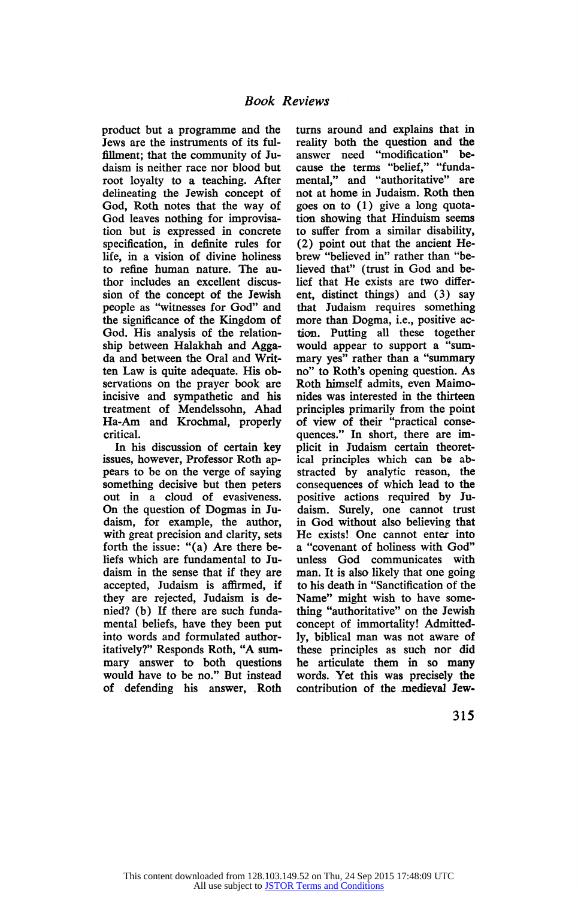product but a programme and the Jews are the instruments of its fulfillment; that the community of Judaism is neither race nor blood but root loyalty to a teaching. After delineating the Jewish concept of God, Roth notes that the way of God leaves nothing for improvisation but is expressed in concrete specification, in definite rules for life, in a vision of divine holiness to refine human nature. The author includes an excellent discussion of the concept of the Jewish people as "witnesses for God" and the significance of the Kingdom of God. His analysis of the relationship between Halakhah and Aggada and between the Oral and Written Law is quite adequate. His observations on the prayer book are incisive and sympathetic and his treatment of Mendelssohn, Ahad Ha-Am and Krochmal, properly critical.

In his discussion of certain key issues, however, Professor Roth appears to be on the verge of saying something decisive but then peters out in a cloud of evasiveness. On the question of Dogmas in Judaism, for example, the author, with great precision and clarity, sets forth the issue: "(a) Are there beliefs which are fundamental to Judaism in the sense that if they are accepted, Judaism is affirmed, if they are rejected, Judaism is denied? (b) If there are such fundamental beliefs, have they been put into words and formulated authoritatively?" Responds Roth, "A summary answer to both questions would have to be no." But instead of defending his answer, Roth turns around and explains that in reality both the question and the answer need "modification" because the terms "belief," "fundamental," and "authoritative" are not at home in Judaism. Roth then goes on to (1) give a long quotation showing that Hinduism seems to suffer from a similar disability, (2) point out that the ancient Hebrew "believed in" rather than "believed that" (trust in God and belief that He exists are two different, distinct things) and (3) say that Judaism requires something more than Dogma, i.e., positive action. Putting all these together would appear to support a "summary yes" rather than a "summary no" to Roth's opening question. As Roth himself admits, even Maimonides was interested in the thirteen principles primarily from the point of view of their "practical consequences." In short, there are implicit in Judaism certain theoretical principles which can be abstracted by analytic reason, the consequences of which lead to the positive actions required by Judaism. Surely, one cannot trust in God without also believing that He exists! One cannot enter into a "covenant of holiness with God" unless God communicates with man. It is also likely that one going to his death in "Sanctification of the Name" might wish to have something "authoritative" on the Jewish concept of immortality! Admittedly, biblical man was not aware of these principles as such nor did he articulate them in so many words. Yet this was precisely the contribution of the medieval Jew-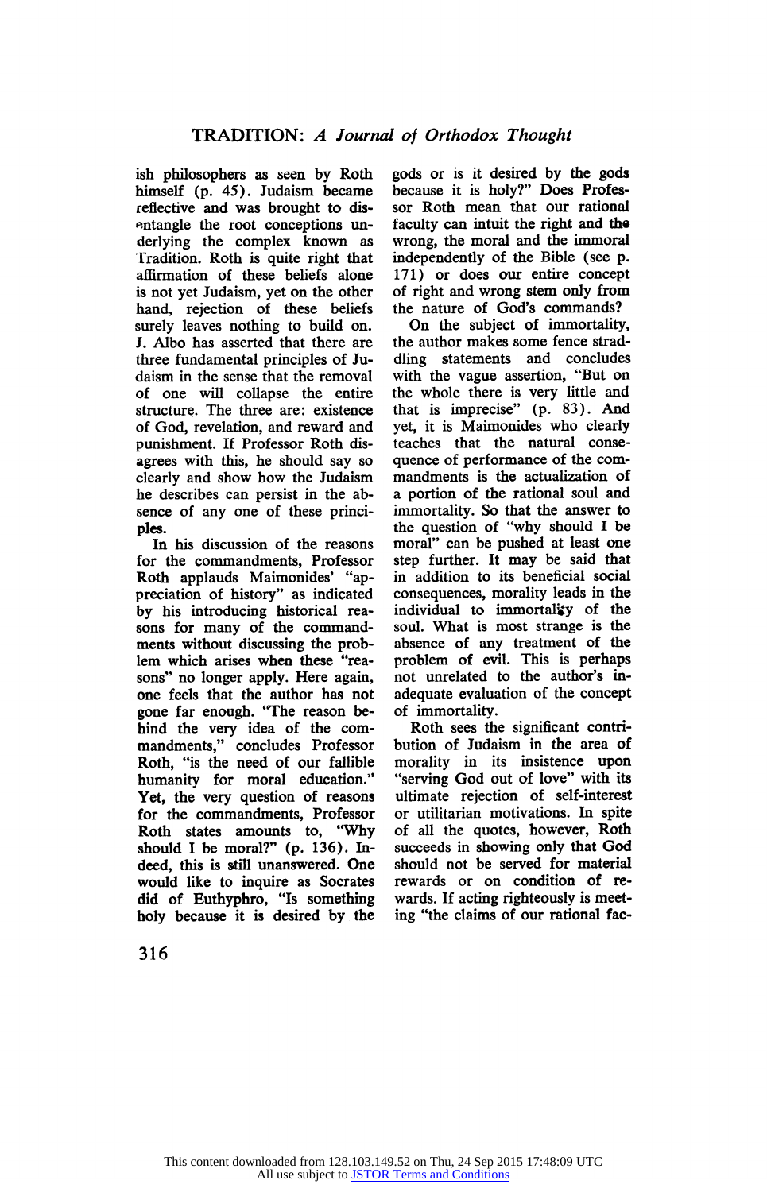ish philosophers as seen by Roth himself (p. 45). Judaism became reflective and was brought to disentangle the root conceptions underlying the complex known as Tradition. Roth is quite right that affirmation of these beliefs alone is not yet Judaism, yet on the other hand, rejection of these beliefs surely leaves nothing to build on. J. Albo has asserted that there are three fundamental principles of Judaism in the sense that the removal of one will collapse the entire structure. The three are: existence of God, revelation, and reward and punishment. If Professor Roth disagrees with this, he should say so clearly and show how the Judaism he describes can persist in the absence of any one of these principles.

In his discussion of the reasons for the commandments, Professor Roth applauds Maimonides' "appreciation of history" as indicated by his introducing historical reasons for many of the commandments without discussing the problem which arises when these "reasons" no longer apply. Here again, one feels that the author has not gone far enough. "The reason behind the very idea of the commandments," concludes Professor Roth, "is the need of our fallible humanity for moral education." Yet, the very question of reasons for the commandments, Professor Roth states amounts to, "Why should I be moral?" (p. 136). Indeed, this is still unanswered. One would like to inquire as Socrates did of Euthyphro, "Is something holy because it is desired by the gods or is it desired by the gods because it is holy?" Does Professor Roth mean that our rational faculty can intuit the right and the wrong, the moral and the immoral independently of the Bible (see p. 171) or does our entire concept of right and wrong stem only from the nature of God's commands?

On the subject of immortality, the author makes some fence straddling statements and concludes with the vague assertion, "But on the whole there is very little and that is imprecise" (p. 83). And yet, it is Maimonides who clearly teaches that the natural consequence of performance of the commandments is the actualization of a portion of the rational soul and immortality. So that the answer to the question of "why should I be moral" can be pushed at least one step further. It may be said that in addition to its beneficial social consequences, morality leads in the individual to immortality of the soul. What is most strange is the absence of any treatment of the problem of evil. This is perhaps not unrelated to the author's inadequate evaluation of the concept of immortality.

Roth sees the significant contribution of Judaism in the area of morality in its insistence upon "serving God out of love" with its ultimate rejection of self-interest or utilitarian motivations. In spite of all the quotes, however, Roth succeeds in showing only that God should not be served for material rewards or on condition of rewards. If acting righteously is meeting "the claims of our rational fac-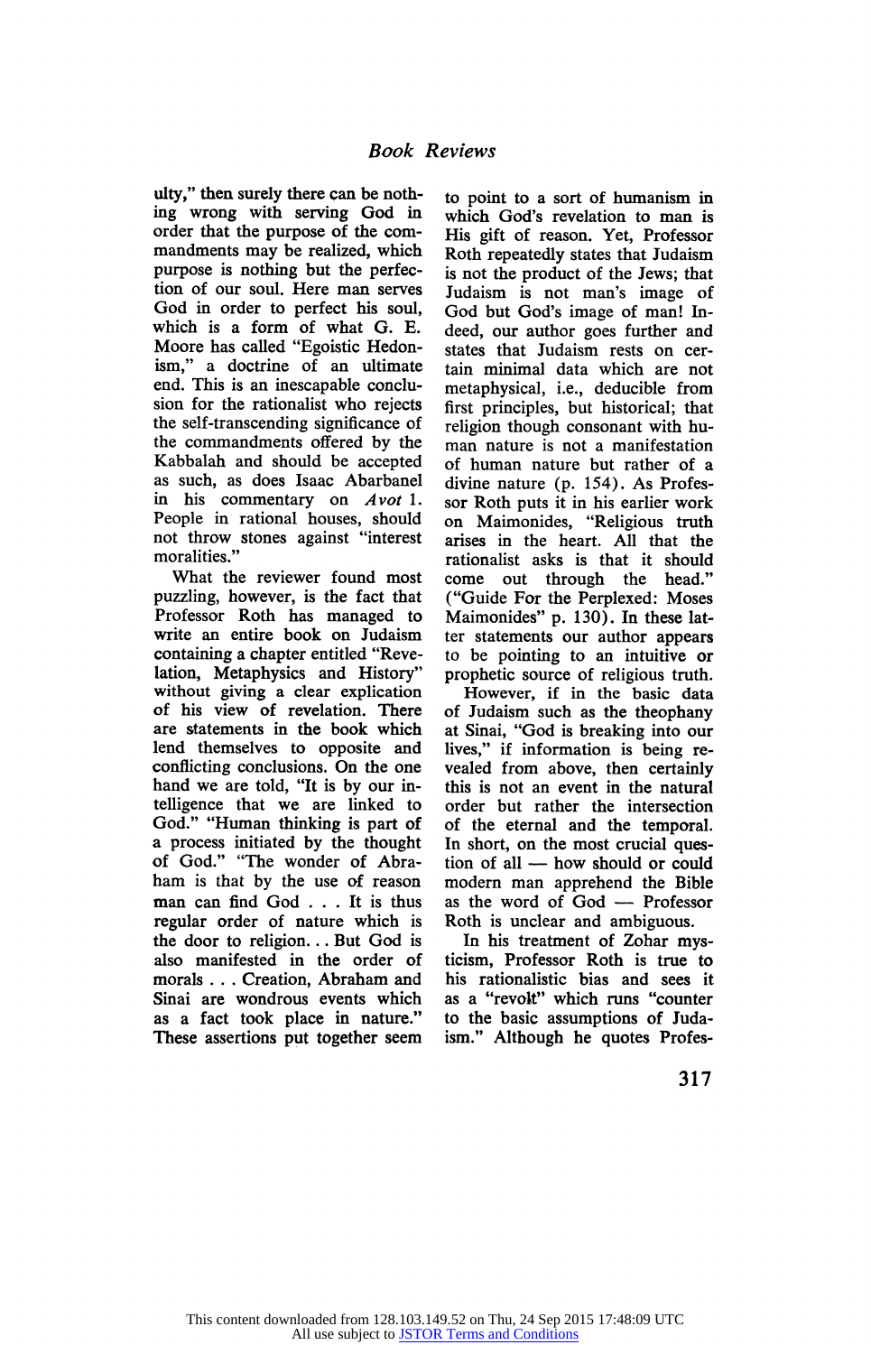ulty," then surely there can be nothing wrong with serving God in order that the purpose of the commandments may be realized, which purpose is nothing but the perfection of our soul. Here man serves God in order to perfect his soul, which is a form of what G. E. Moore has called "Egoistic Hedonism," a doctrine of an ultimate end. This is an inescapable conclusion for the rationalist who rejects the self-transcending significance of the commandments offered by the Kabbalah and should be accepted as such, as does Isaac Abarbanel in his commentary on *Avot* 1. People in rational houses, should not throw stones against "interest moralities."

What the reviewer found most puzzling, however, is the fact that Professor Roth has managed to write an entire book on Judaism containing a chapter entitled "Revelation, Metaphysics and History" without giving a clear explication of his view of revelation. There are statements in the book which lend themselves to opposite and conflicting conclusions. On the one hand we are told, "It is by our intelligence that we are linked to God." "Human thinking is part of a process initiated by the thought of God." "The wonder of Abraham is that by the use of reason man can find God . . . It is thus regular order of nature which is the door to religion... But God is also manifested in the order of morals . . . Creation, Abraham and Sinai are wondrous events which as a fact took place in nature." These assertions put together seem to point to a sort of humanism in which God's revelation to man is His gift of reason. Yet, Professor Roth repeatedly states that Judaism is not the product of the Jews; that Judaism is not man's image of God but God's image of man! Indeed, our author goes further and states that Judaism rests on certain minimal data which are not metaphysical, i.e., deducible from first principles, but historical; that religion though consonant with human nature is not a manifestation of human nature but rather of a divine nature (p. 154). As Professor Roth puts it in his earlier work on Maimonides, "Religious truth arises in the heart. All that the rationalist asks is that it should come out through the head." ("Guide For the Perplexed: Moses Maimonides" p. 130). In these latter statements our author appears to be pointing to an intuitive or prophetic source of religious truth.

However, if in the basic data of Judaism such as the theophany at Sinai, "God is breaking into our lives," if information is being revealed from above, then certainly this is not an event in the natural order but rather the intersection of the eternal and the temporal. In short, on the most crucial question of all — how should or could modern man apprehend the Bible as the word of God — Professor Roth is unclear and ambiguous.

In his treatment of Zohar mysticism, Professor Roth is true to his rationalistic bias and sees it as a "revolt" which runs "counter to the basic assumptions of Judaism." Although he quotes Profes-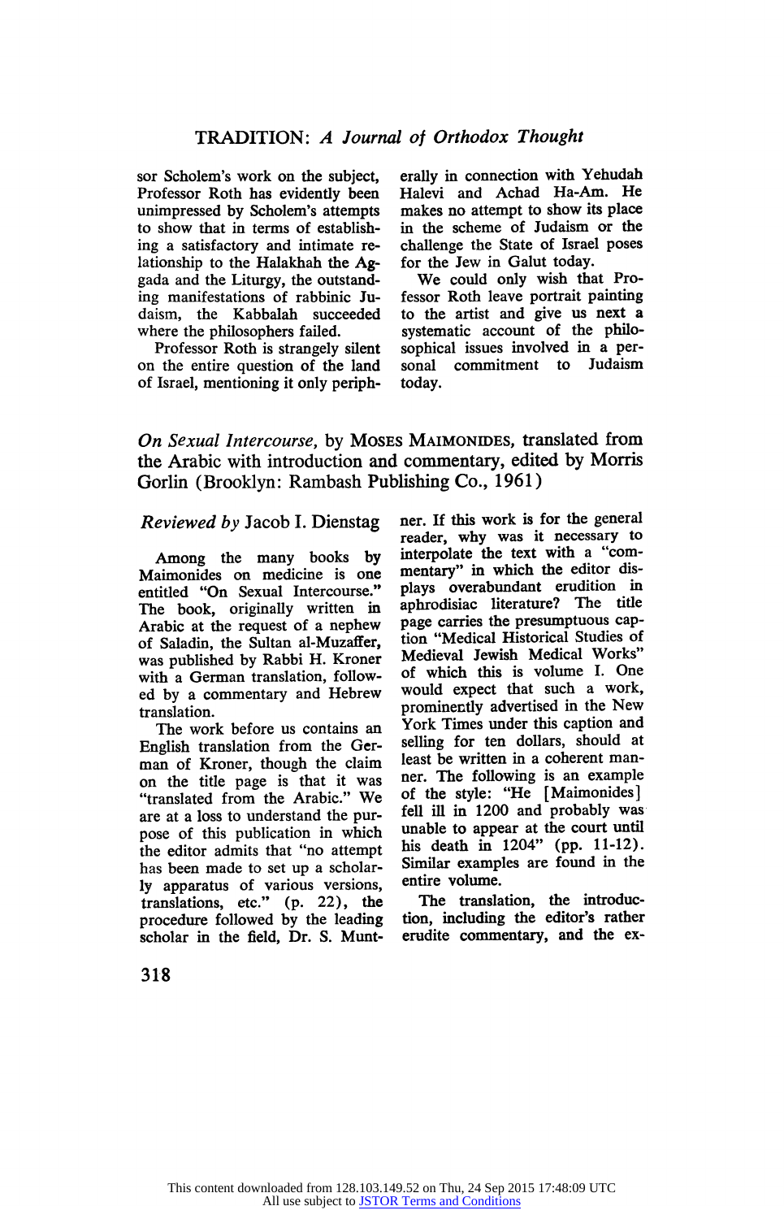sor Scholem's work on the subject, Professor Roth has evidently been unimpressed by Scholem's attempts to show that in terms of establishing a satisfactory and intimate relationship to the Halakhah the Aggada and the Liturgy, the outstanding manifestations of rabbinic Judaism, the Kabbalah succeeded where the philosophers failed.

Professor Roth is strangely silent on the entire question of the land of Israel, mentioning it only peripherally in connection with Yehudah Halevi and Achad Ha-Am. He makes no attempt to show its place in the scheme of Judaism or the challenge the State of Israel poses for the Jew in Galut today.

We could only wish that Professor Roth leave portrait painting to the artist and give us next a systematic account of the philosophical issues involved in a personal commitment to Judaism today.

## *On Sexual Intercourse*, by Moses Maimonides, translated from the Arabic with introduction and commentary, edited by Morris Gorlin (Brooklyn: Rambash Publishing Co., 1961)

*Reviewed by* Jacob I. Dienstag

Among the many books by Maimonides on medicine is one entitled "On Sexual Intercourse." The book, originally written in Arabic at the request of a nephew of Saladin, the Sultan al-Muzaffer, was published by Rabbi H. Kroner with a German translation, followed by a commentary and Hebrew translation.

The work before us contains an English translation from the German of Kroner, though the claim on the title page is that it was "translated from the Arabic." We are at a loss to understand the purpose of this publication in which the editor admits that "no attempt has been made to set up a scholarly apparatus of various versions, translations, etc." (p. 22), the procedure followed by the leading scholar in the field, Dr. S. Muntner. If this work is for the general reader, why was it necessary to interpolate the text with a "commentary" in which the editor displays overabundant erudition in aphrodisiac literature? The title page carries the presumptuous caption "Medical Historical Studies of Medieval Jewish Medical Works" of which this is volume I. One would expect that such a work, prominently advertised in the New York Times under this caption and selling for ten dollars, should at least be written in a coherent manner. The following is an example of the style: "He [Maimonides] fell ill in 1200 and probably was unable to appear at the court until his death in 1204" (pp. 11-12). Similar examples are found in the entire volume.

The translation, the introduction, including the editor's rather erudite commentary, and the ex-